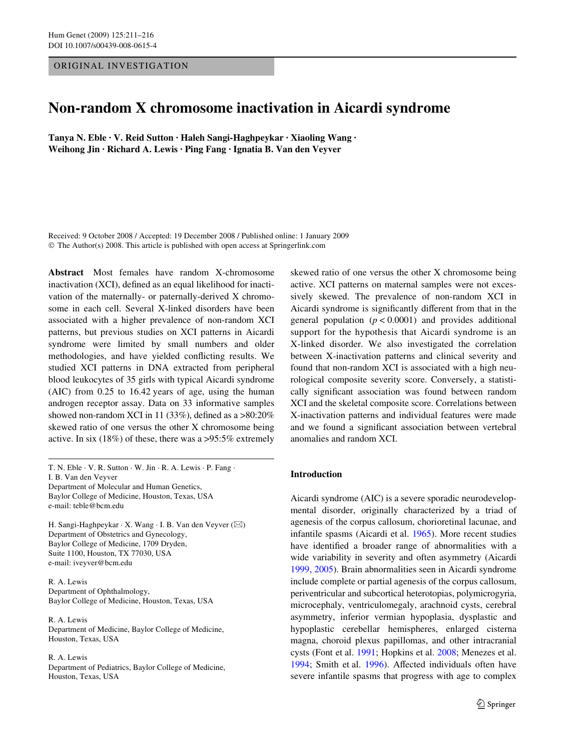ORIGINAL INVESTIGATION

# Non-random X chromosome inactivation in Aicardi syndrome

**Tanya N. Eble · V. Reid Sutton · Haleh Sangi-Haghpeykar · Xiaoling Wang · Weihong Jin · Richard A. Lewis · Ping Fang · Ignatia B. Van den Veyver**

Received: 9 October 2008 / Accepted: 19 December 2008 / Published online: 1 January 2009
© The Author(s) 2008. This article is published with open access at Springerlink.com

**Abstract** Most females have random X-chromosome inactivation (XCI), defined as an equal likelihood for inactivation of the maternally- or paternally-derived X chromosome in each cell. Several X-linked disorders have been associated with a higher prevalence of non-random XCI patterns, but previous studies on XCI patterns in Aicardi syndrome were limited by small numbers and older methodologies, and have yielded conflicting results. We studied XCI patterns in DNA extracted from peripheral blood leukocytes of 35 girls with typical Aicardi syndrome (AIC) from 0.25 to 16.42 years of age, using the human androgen receptor assay. Data on 33 informative samples showed non-random XCI in 11 (33%), defined as a >80:20% skewed ratio of one versus the other X chromosome being active. In six (18%) of these, there was a >95:5% extremely skewed ratio of one versus the other X chromosome being active. XCI patterns on maternal samples were not excessively skewed. The prevalence of non-random XCI in Aicardi syndrome is significantly different from that in the general population ($p < 0.0001$) and provides additional support for the hypothesis that Aicardi syndrome is an X-linked disorder. We also investigated the correlation between X-inactivation patterns and clinical severity and found that non-random XCI is associated with a high neurological composite severity score. Conversely, a statistically significant association was found between random XCI and the skeletal composite score. Correlations between X-inactivation patterns and individual features were made and we found a significant association between vertebral anomalies and random XCI.

T. N. Eble · V. R. Sutton · W. Jin · R. A. Lewis · P. Fang · I. B. Van den Veyver
Department of Molecular and Human Genetics, Baylor College of Medicine, Houston, Texas, USA
e-mail: teble@bcm.edu

H. Sangi-Haghpeykar · X. Wang · I. B. Van den Veyver (✉)
Department of Obstetrics and Gynecology, Baylor College of Medicine, 1709 Dryden, Suite 1100, Houston, TX 77030, USA
e-mail: iveyver@bcm.edu

R. A. Lewis
Department of Ophthalmology, Baylor College of Medicine, Houston, Texas, USA

R. A. Lewis
Department of Medicine, Baylor College of Medicine, Houston, Texas, USA

R. A. Lewis
Department of Pediatrics, Baylor College of Medicine, Houston, Texas, USA

## Introduction

Aicardi syndrome (AIC) is a severe sporadic neurodevelopmental disorder, originally characterized by a triad of agenesis of the corpus callosum, chorioretinal lacunae, and infantile spasms (Aicardi et al. 1965). More recent studies have identified a broader range of abnormalities with a wide variability in severity and often asymmetry (Aicardi 1999, 2005). Brain abnormalities seen in Aicardi syndrome include complete or partial agenesis of the corpus callosum, periventricular and subcortical heterotopias, polymicrogyria, microcephaly, ventriculomegaly, arachnoid cysts, cerebral asymmetry, inferior vermian hypoplasia, dysplastic and hypoplastic cerebellar hemispheres, enlarged cisterna magna, choroid plexus papillomas, and other intracranial cysts (Font et al. 1991; Hopkins et al. 2008; Menezes et al. 1994; Smith et al. 1996). Affected individuals often have severe infantile spasms that progress with age to complex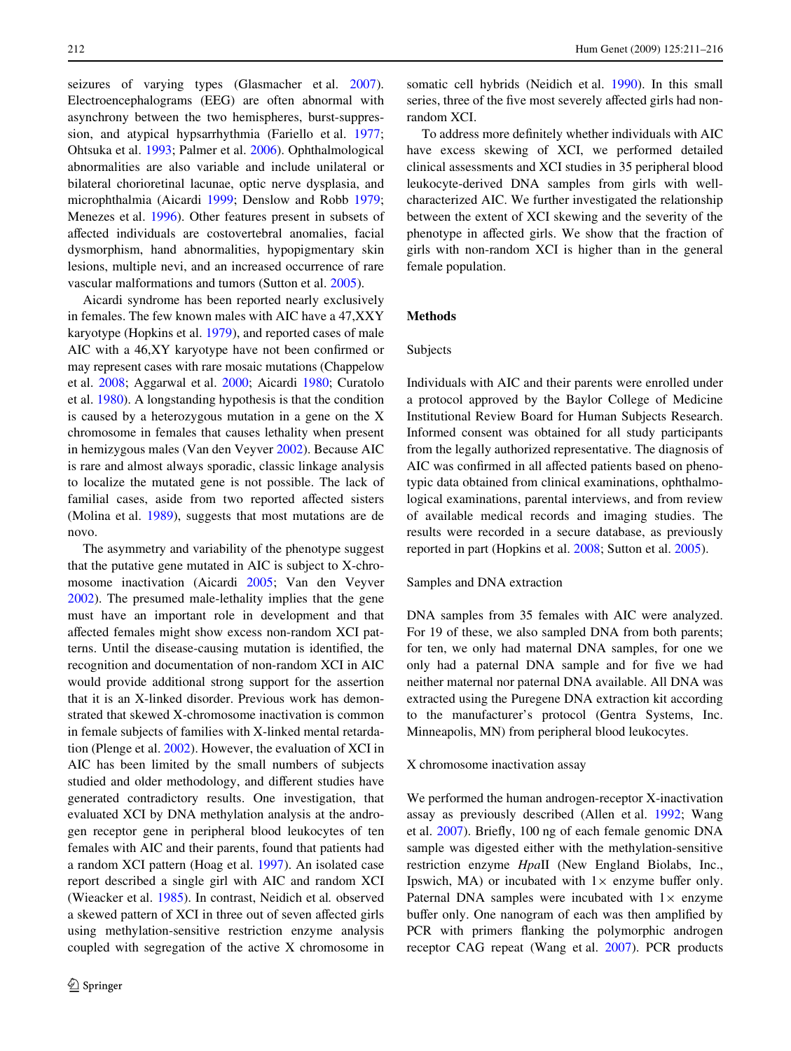seizures of varying types (Glasmacher et al. 2007). Electroencephalograms (EEG) are often abnormal with asynchrony between the two hemispheres, burst-suppression, and atypical hypsarrhythmia (Fariello et al. 1977; Ohtsuka et al. 1993; Palmer et al. 2006). Ophthalmological abnormalities are also variable and include unilateral or bilateral chorioretinal lacunae, optic nerve dysplasia, and microphthalmia (Aicardi 1999; Denslow and Robb 1979; Menezes et al. 1996). Other features present in subsets of affected individuals are costovertebral anomalies, facial dysmorphism, hand abnormalities, hypopigmentary skin lesions, multiple nevi, and an increased occurrence of rare vascular malformations and tumors (Sutton et al. 2005).

Aicardi syndrome has been reported nearly exclusively in females. The few known males with AIC have a 47,XXY karyotype (Hopkins et al. 1979), and reported cases of male AIC with a 46,XY karyotype have not been confirmed or may represent cases with rare mosaic mutations (Chappelow et al. 2008; Aggarwal et al. 2000; Aicardi 1980; Curatolo et al. 1980). A longstanding hypothesis is that the condition is caused by a heterozygous mutation in a gene on the X chromosome in females that causes lethality when present in hemizygous males (Van den Veyver 2002). Because AIC is rare and almost always sporadic, classic linkage analysis to localize the mutated gene is not possible. The lack of familial cases, aside from two reported affected sisters (Molina et al. 1989), suggests that most mutations are de novo.

The asymmetry and variability of the phenotype suggest that the putative gene mutated in AIC is subject to X-chromosome inactivation (Aicardi 2005; Van den Veyver 2002). The presumed male-lethality implies that the gene must have an important role in development and that affected females might show excess non-random XCI patterns. Until the disease-causing mutation is identified, the recognition and documentation of non-random XCI in AIC would provide additional strong support for the assertion that it is an X-linked disorder. Previous work has demonstrated that skewed X-chromosome inactivation is common in female subjects of families with X-linked mental retardation (Plenge et al. 2002). However, the evaluation of XCI in AIC has been limited by the small numbers of subjects studied and older methodology, and different studies have generated contradictory results. One investigation, that evaluated XCI by DNA methylation analysis at the androgen receptor gene in peripheral blood leukocytes of ten females with AIC and their parents, found that patients had a random XCI pattern (Hoag et al. 1997). An isolated case report described a single girl with AIC and random XCI (Wieacker et al. 1985). In contrast, Neidich et al. observed a skewed pattern of XCI in three out of seven affected girls using methylation-sensitive restriction enzyme analysis coupled with segregation of the active X chromosome in somatic cell hybrids (Neidich et al. 1990). In this small series, three of the five most severely affected girls had non-random XCI.

To address more definitely whether individuals with AIC have excess skewing of XCI, we performed detailed clinical assessments and XCI studies in 35 peripheral blood leukocyte-derived DNA samples from girls with well-characterized AIC. We further investigated the relationship between the extent of XCI skewing and the severity of the phenotype in affected girls. We show that the fraction of girls with non-random XCI is higher than in the general female population.

## Methods

### Subjects

Individuals with AIC and their parents were enrolled under a protocol approved by the Baylor College of Medicine Institutional Review Board for Human Subjects Research. Informed consent was obtained for all study participants from the legally authorized representative. The diagnosis of AIC was confirmed in all affected patients based on phenotypic data obtained from clinical examinations, ophthalmological examinations, parental interviews, and from review of available medical records and imaging studies. The results were recorded in a secure database, as previously reported in part (Hopkins et al. 2008; Sutton et al. 2005).

### Samples and DNA extraction

DNA samples from 35 females with AIC were analyzed. For 19 of these, we also sampled DNA from both parents; for ten, we only had maternal DNA samples, for one we only had a paternal DNA sample and for five we had neither maternal nor paternal DNA available. All DNA was extracted using the Puregene DNA extraction kit according to the manufacturer's protocol (Gentra Systems, Inc. Minneapolis, MN) from peripheral blood leukocytes.

### X chromosome inactivation assay

We performed the human androgen-receptor X-inactivation assay as previously described (Allen et al. 1992; Wang et al. 2007). Briefly, 100 ng of each female genomic DNA sample was digested either with the methylation-sensitive restriction enzyme *Hpa*II (New England Biolabs, Inc., Ipswich, MA) or incubated with 1× enzyme buffer only. Paternal DNA samples were incubated with 1× enzyme buffer only. One nanogram of each was then amplified by PCR with primers flanking the polymorphic androgen receptor CAG repeat (Wang et al. 2007). PCR products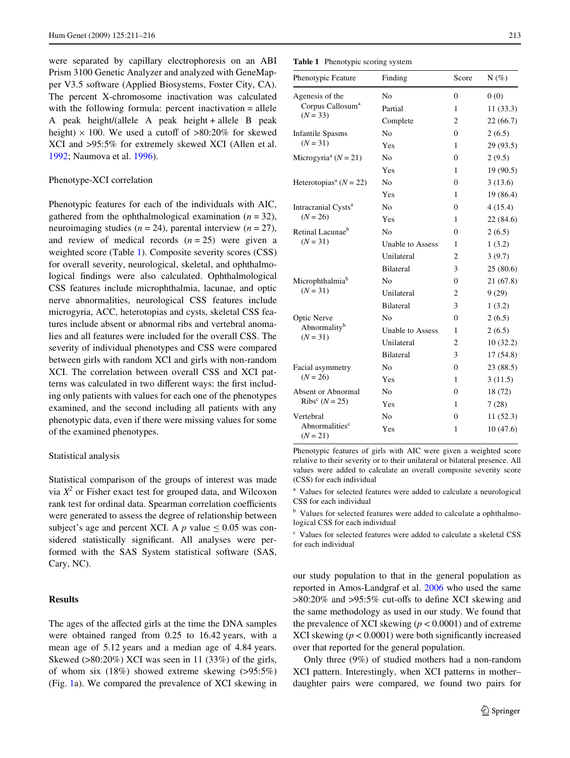were separated by capillary electrophoresis on an ABI Prism 3100 Genetic Analyzer and analyzed with GeneMapper V3.5 software (Applied Biosystems, Foster City, CA). The percent X-chromosome inactivation was calculated with the following formula: percent inactivation = allele A peak height/(allele A peak height + allele B peak height) × 100. We used a cutoff of >80:20% for skewed XCI and >95:5% for extremely skewed XCI (Allen et al. 1992; Naumova et al. 1996).

### Phenotype-XCI correlation

Phenotypic features for each of the individuals with AIC, gathered from the ophthalmological examination ($n = 32$), neuroimaging studies ($n = 24$), parental interview ($n = 27$), and review of medical records ($n = 25$) were given a weighted score (Table 1). Composite severity scores (CSS) for overall severity, neurological, skeletal, and ophthalmological findings were also calculated. Ophthalmological CSS features include microphthalmia, lacunae, and optic nerve abnormalities, neurological CSS features include microgyria, ACC, heterotopias and cysts, skeletal CSS features include absent or abnormal ribs and vertebral anomalies and all features were included for the overall CSS. The severity of individual phenotypes and CSS were compared between girls with random XCI and girls with non-random XCI. The correlation between overall CSS and XCI patterns was calculated in two different ways: the first including only patients with values for each one of the phenotypes examined, and the second including all patients with any phenotypic data, even if there were missing values for some of the examined phenotypes.

### Statistical analysis

Statistical comparison of the groups of interest was made via $X^2$ or Fisher exact test for grouped data, and Wilcoxon rank test for ordinal data. Spearman correlation coefficients were generated to assess the degree of relationship between subject's age and percent XCI. A $p$ value $\leq 0.05$ was considered statistically significant. All analyses were performed with the SAS System statistical software (SAS, Cary, NC).

## Results

The ages of the affected girls at the time the DNA samples were obtained ranged from 0.25 to 16.42 years, with a mean age of 5.12 years and a median age of 4.84 years. Skewed (>80:20%) XCI was seen in 11 (33%) of the girls, of whom six (18%) showed extreme skewing (>95:5%) (Fig. 1a). We compared the prevalence of XCI skewing in our study population to that in the general population as reported in Amos-Landgraf et al. 2006 who used the same >80:20% and >95:5% cut-offs to define XCI skewing and the same methodology as used in our study. We found that the prevalence of XCI skewing ($p < 0.0001$) and of extreme XCI skewing ($p < 0.0001$) were both significantly increased over that reported for the general population.

Only three (9%) of studied mothers had a non-random XCI pattern. Interestingly, when XCI patterns in mother–daughter pairs were compared, we found two pairs for

**Table 1** Phenotypic scoring system

| Phenotypic Feature | Finding | Score | N (%) |
|---|---|---|---|
| Agenesis of the Corpus Callosum[a] ($N = 33$) | No | 0 | 0 (0) |
| | Partial | 1 | 11 (33.3) |
| | Complete | 2 | 22 (66.7) |
| Infantile Spasms ($N = 31$) | No | 0 | 2 (6.5) |
| | Yes | 1 | 29 (93.5) |
| Microgyria[a] ($N = 21$) | No | 0 | 2 (9.5) |
| | Yes | 1 | 19 (90.5) |
| Heterotopias[a] ($N = 22$) | No | 0 | 3 (13.6) |
| | Yes | 1 | 19 (86.4) |
| Intracranial Cysts[a] ($N = 26$) | No | 0 | 4 (15.4) |
| | Yes | 1 | 22 (84.6) |
| Retinal Lacunae[b] ($N = 31$) | No | 0 | 2 (6.5) |
| | Unable to Assess | 1 | 1 (3.2) |
| | Unilateral | 2 | 3 (9.7) |
| | Bilateral | 3 | 25 (80.6) |
| Microphthalmia[b] ($N = 31$) | No | 0 | 21 (67.8) |
| | Unilateral | 2 | 9 (29) |
| | Bilateral | 3 | 1 (3.2) |
| Optic Nerve Abnormality[b] ($N = 31$) | No | 0 | 2 (6.5) |
| | Unable to Assess | 1 | 2 (6.5) |
| | Unilateral | 2 | 10 (32.2) |
| | Bilateral | 3 | 17 (54.8) |
| Facial asymmetry ($N = 26$) | No | 0 | 23 (88.5) |
| | Yes | 1 | 3 (11.5) |
| Absent or Abnormal Ribs[c] ($N = 25$) | No | 0 | 18 (72) |
| | Yes | 1 | 7 (28) |
| Vertebral Abnormalities[c] ($N = 21$) | No | 0 | 11 (52.3) |
| | Yes | 1 | 10 (47.6) |

Phenotypic features of girls with AIC were given a weighted score relative to their severity or to their unilateral or bilateral presence. All values were added to calculate an overall composite severity score (CSS) for each individual

[a] Values for selected features were added to calculate a neurological CSS for each individual

[b] Values for selected features were added to calculate a ophthalmological CSS for each individual

[c] Values for selected features were added to calculate a skeletal CSS for each individual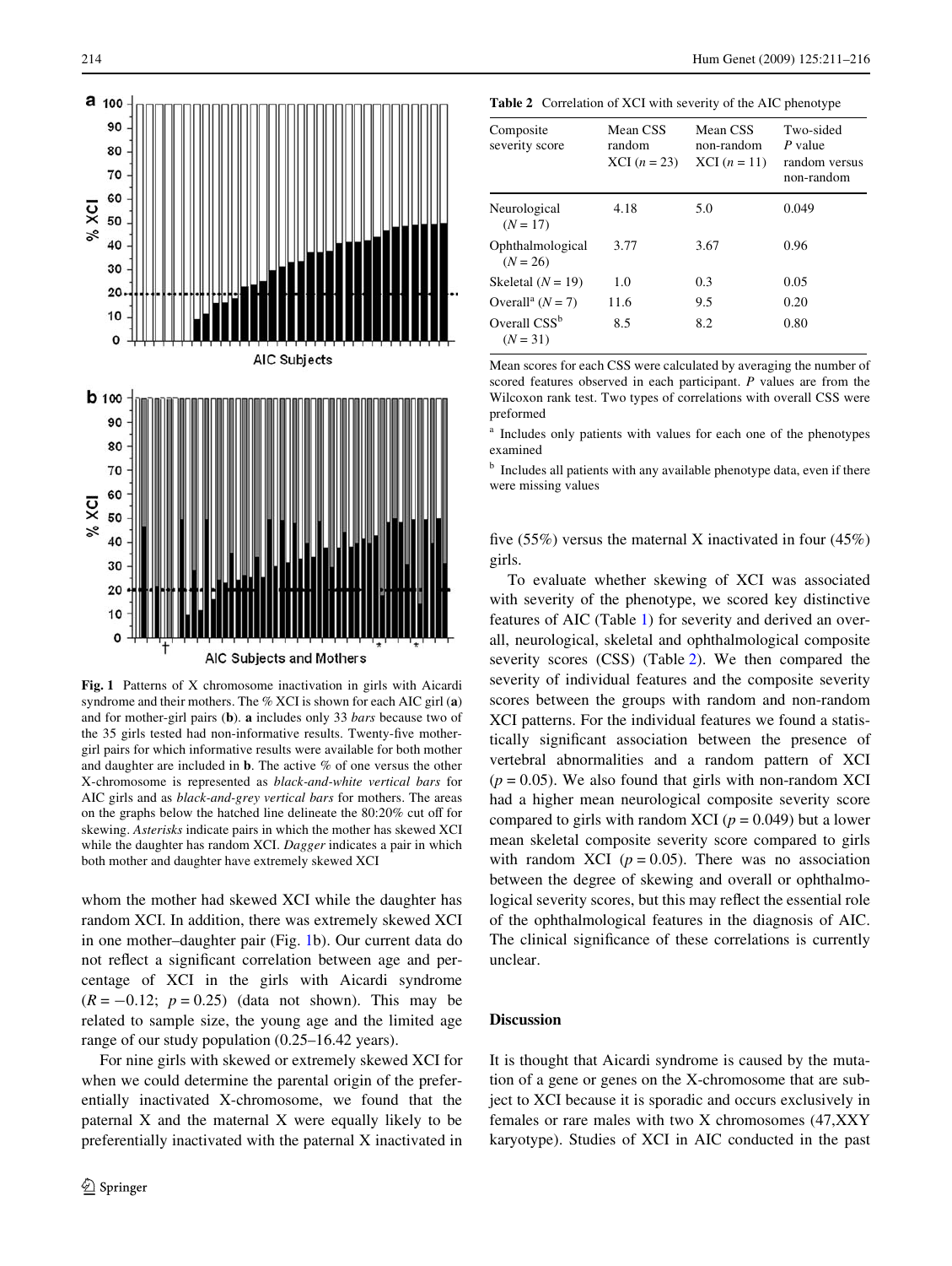Fig. 1 Patterns of X chromosome inactivation in girls with Aicardi syndrome and their mothers. The % XCI is shown for each AIC girl (**a**) and for mother-girl pairs (**b**). **a** includes only 33 *bars* because two of the 35 girls tested had non-informative results. Twenty-five mother-girl pairs for which informative results were available for both mother and daughter are included in **b**. The active % of one versus the other X-chromosome is represented as *black-and-white vertical bars* for AIC girls and as *black-and-grey vertical bars* for mothers. The areas on the graphs below the hatched line delineate the 80:20% cut off for skewing. *Asterisks* indicate pairs in which the mother has skewed XCI while the daughter has random XCI. *Dagger* indicates a pair in which both mother and daughter have extremely skewed XCI

whom the mother had skewed XCI while the daughter has random XCI. In addition, there was extremely skewed XCI in one mother–daughter pair (Fig. 1b). Our current data do not reflect a significant correlation between age and percentage of XCI in the girls with Aicardi syndrome ($R = -0.12$; $p = 0.25$) (data not shown). This may be related to sample size, the young age and the limited age range of our study population (0.25–16.42 years).

For nine girls with skewed or extremely skewed XCI for when we could determine the parental origin of the preferentially inactivated X-chromosome, we found that the paternal X and the maternal X were equally likely to be preferentially inactivated with the paternal X inactivated in five (55%) versus the maternal X inactivated in four (45%) girls.

**Table 2** Correlation of XCI with severity of the AIC phenotype

| Composite severity score | Mean CSS random XCI ($n = 23$) | Mean CSS non-random XCI ($n = 11$) | Two-sided *P* value random versus non-random |
|---|---|---|---|
| Neurological ($N = 17$) | 4.18 | 5.0 | 0.049 |
| Ophthalmological ($N = 26$) | 3.77 | 3.67 | 0.96 |
| Skeletal ($N = 19$) | 1.0 | 0.3 | 0.05 |
| Overall[a] ($N = 7$) | 11.6 | 9.5 | 0.20 |
| Overall CSS[b] ($N = 31$) | 8.5 | 8.2 | 0.80 |

Mean scores for each CSS were calculated by averaging the number of scored features observed in each participant. *P* values are from the Wilcoxon rank test. Two types of correlations with overall CSS were preformed

[a] Includes only patients with values for each one of the phenotypes examined

[b] Includes all patients with any available phenotype data, even if there were missing values

To evaluate whether skewing of XCI was associated with severity of the phenotype, we scored key distinctive features of AIC (Table 1) for severity and derived an overall, neurological, skeletal and ophthalmological composite severity scores (CSS) (Table 2). We then compared the severity of individual features and the composite severity scores between the groups with random and non-random XCI patterns. For the individual features we found a statistically significant association between the presence of vertebral abnormalities and a random pattern of XCI ($p = 0.05$). We also found that girls with non-random XCI had a higher mean neurological composite severity score compared to girls with random XCI ($p = 0.049$) but a lower mean skeletal composite severity score compared to girls with random XCI ($p = 0.05$). There was no association between the degree of skewing and overall or ophthalmological severity scores, but this may reflect the essential role of the ophthalmological features in the diagnosis of AIC. The clinical significance of these correlations is currently unclear.

## Discussion

It is thought that Aicardi syndrome is caused by the mutation of a gene or genes on the X-chromosome that are subject to XCI because it is sporadic and occurs exclusively in females or rare males with two X chromosomes (47,XXY karyotype). Studies of XCI in AIC conducted in the past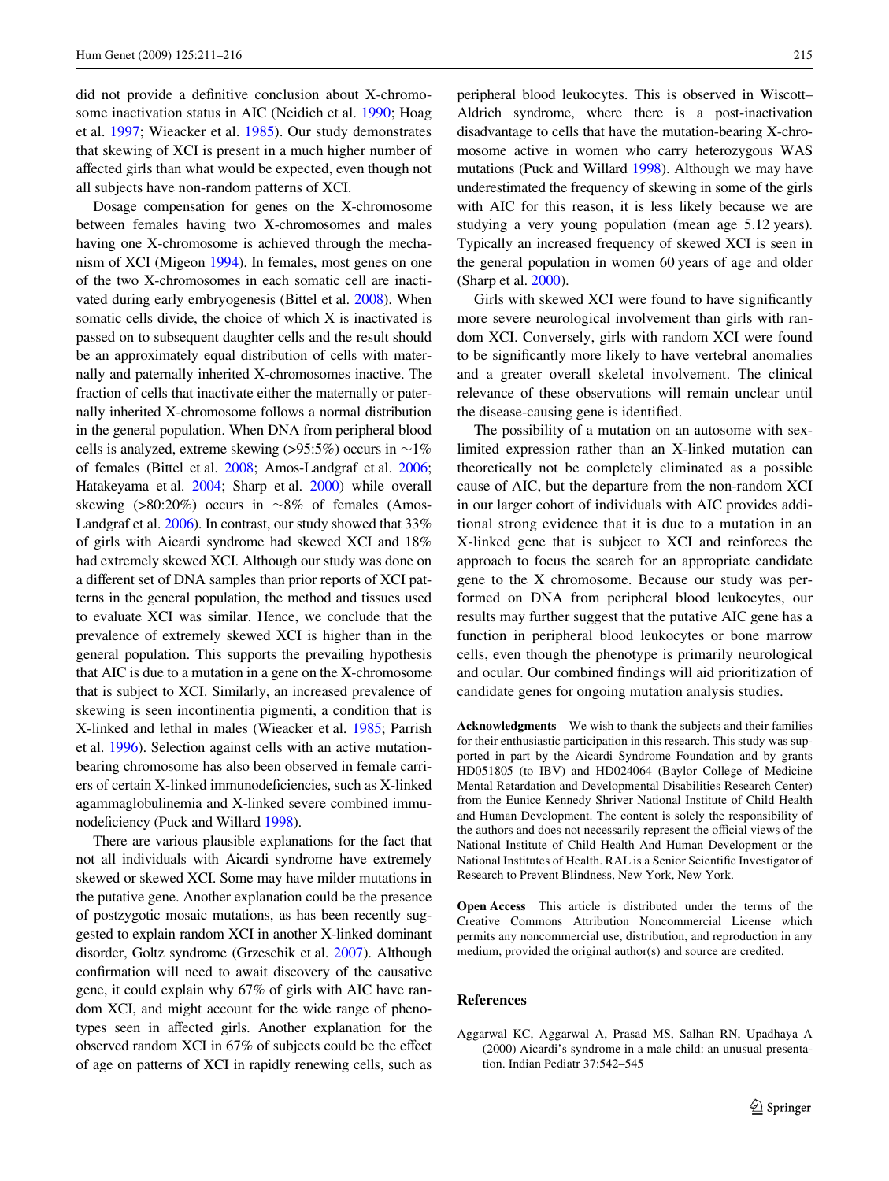did not provide a definitive conclusion about X-chromosome inactivation status in AIC (Neidich et al. 1990; Hoag et al. 1997; Wieacker et al. 1985). Our study demonstrates that skewing of XCI is present in a much higher number of affected girls than what would be expected, even though not all subjects have non-random patterns of XCI.

Dosage compensation for genes on the X-chromosome between females having two X-chromosomes and males having one X-chromosome is achieved through the mechanism of XCI (Migeon 1994). In females, most genes on one of the two X-chromosomes in each somatic cell are inactivated during early embryogenesis (Bittel et al. 2008). When somatic cells divide, the choice of which X is inactivated is passed on to subsequent daughter cells and the result should be an approximately equal distribution of cells with maternally and paternally inherited X-chromosomes inactive. The fraction of cells that inactivate either the maternally or paternally inherited X-chromosome follows a normal distribution in the general population. When DNA from peripheral blood cells is analyzed, extreme skewing (>95:5%) occurs in ~1% of females (Bittel et al. 2008; Amos-Landgraf et al. 2006; Hatakeyama et al. 2004; Sharp et al. 2000) while overall skewing (>80:20%) occurs in ~8% of females (Amos-Landgraf et al. 2006). In contrast, our study showed that 33% of girls with Aicardi syndrome had skewed XCI and 18% had extremely skewed XCI. Although our study was done on a different set of DNA samples than prior reports of XCI patterns in the general population, the method and tissues used to evaluate XCI was similar. Hence, we conclude that the prevalence of extremely skewed XCI is higher than in the general population. This supports the prevailing hypothesis that AIC is due to a mutation in a gene on the X-chromosome that is subject to XCI. Similarly, an increased prevalence of skewing is seen incontinentia pigmenti, a condition that is X-linked and lethal in males (Wieacker et al. 1985; Parrish et al. 1996). Selection against cells with an active mutation-bearing chromosome has also been observed in female carriers of certain X-linked immunodeficiencies, such as X-linked agammaglobulinemia and X-linked severe combined immunodeficiency (Puck and Willard 1998).

There are various plausible explanations for the fact that not all individuals with Aicardi syndrome have extremely skewed or skewed XCI. Some may have milder mutations in the putative gene. Another explanation could be the presence of postzygotic mosaic mutations, as has been recently suggested to explain random XCI in another X-linked dominant disorder, Goltz syndrome (Grzeschik et al. 2007). Although confirmation will need to await discovery of the causative gene, it could explain why 67% of girls with AIC have random XCI, and might account for the wide range of phenotypes seen in affected girls. Another explanation for the observed random XCI in 67% of subjects could be the effect of age on patterns of XCI in rapidly renewing cells, such as peripheral blood leukocytes. This is observed in Wiscott–Aldrich syndrome, where there is a post-inactivation disadvantage to cells that have the mutation-bearing X-chromosome active in women who carry heterozygous WAS mutations (Puck and Willard 1998). Although we may have underestimated the frequency of skewing in some of the girls with AIC for this reason, it is less likely because we are studying a very young population (mean age 5.12 years). Typically an increased frequency of skewed XCI is seen in the general population in women 60 years of age and older (Sharp et al. 2000).

Girls with skewed XCI were found to have significantly more severe neurological involvement than girls with random XCI. Conversely, girls with random XCI were found to be significantly more likely to have vertebral anomalies and a greater overall skeletal involvement. The clinical relevance of these observations will remain unclear until the disease-causing gene is identified.

The possibility of a mutation on an autosome with sex-limited expression rather than an X-linked mutation can theoretically not be completely eliminated as a possible cause of AIC, but the departure from the non-random XCI in our larger cohort of individuals with AIC provides additional strong evidence that it is due to a mutation in an X-linked gene that is subject to XCI and reinforces the approach to focus the search for an appropriate candidate gene to the X chromosome. Because our study was performed on DNA from peripheral blood leukocytes, our results may further suggest that the putative AIC gene has a function in peripheral blood leukocytes or bone marrow cells, even though the phenotype is primarily neurological and ocular. Our combined findings will aid prioritization of candidate genes for ongoing mutation analysis studies.

**Acknowledgments** We wish to thank the subjects and their families for their enthusiastic participation in this research. This study was supported in part by the Aicardi Syndrome Foundation and by grants HD051805 (to IBV) and HD024064 (Baylor College of Medicine Mental Retardation and Developmental Disabilities Research Center) from the Eunice Kennedy Shriver National Institute of Child Health and Human Development. The content is solely the responsibility of the authors and does not necessarily represent the official views of the National Institute of Child Health And Human Development or the National Institutes of Health. RAL is a Senior Scientific Investigator of Research to Prevent Blindness, New York, New York.

**Open Access** This article is distributed under the terms of the Creative Commons Attribution Noncommercial License which permits any noncommercial use, distribution, and reproduction in any medium, provided the original author(s) and source are credited.

## References

Aggarwal KC, Aggarwal A, Prasad MS, Salhan RN, Upadhaya A (2000) Aicardi's syndrome in a male child: an unusual presentation. Indian Pediatr 37:542–545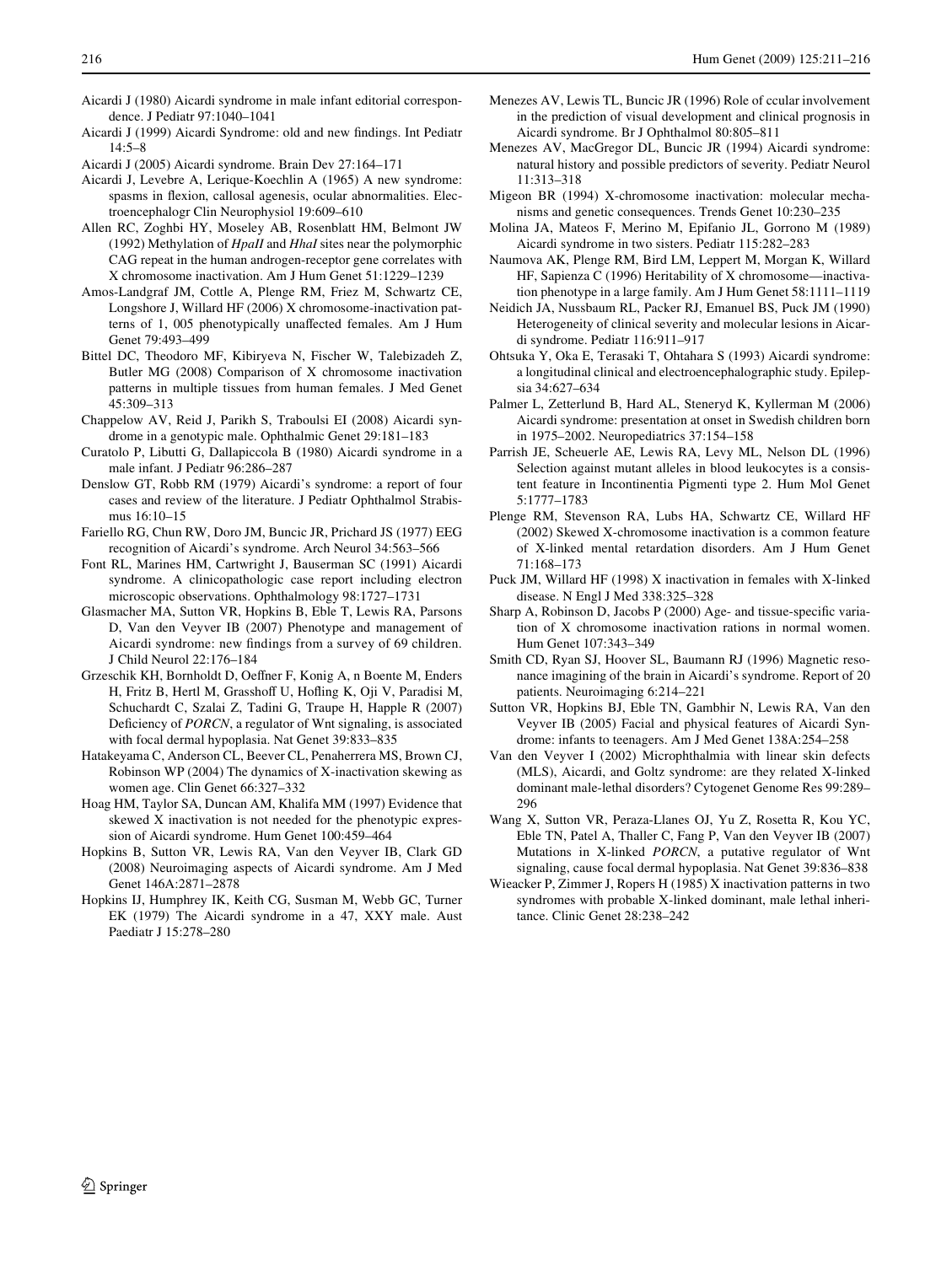Aicardi J (1980) Aicardi syndrome in male infant editorial correspondence. J Pediatr 97:1040–1041

Aicardi J (1999) Aicardi Syndrome: old and new findings. Int Pediatr 14:5–8

Aicardi J (2005) Aicardi syndrome. Brain Dev 27:164–171

Aicardi J, Levebre A, Lerique-Koechlin A (1965) A new syndrome: spasms in flexion, callosal agenesis, ocular abnormalities. Electroencephalogr Clin Neurophysiol 19:609–610

Allen RC, Zoghbi HY, Moseley AB, Rosenblatt HM, Belmont JW (1992) Methylation of *HpaII* and *HhaI* sites near the polymorphic CAG repeat in the human androgen-receptor gene correlates with X chromosome inactivation. Am J Hum Genet 51:1229–1239

Amos-Landgraf JM, Cottle A, Plenge RM, Friez M, Schwartz CE, Longshore J, Willard HF (2006) X chromosome-inactivation patterns of 1, 005 phenotypically unaffected females. Am J Hum Genet 79:493–499

Bittel DC, Theodoro MF, Kibiryeva N, Fischer W, Talebizadeh Z, Butler MG (2008) Comparison of X chromosome inactivation patterns in multiple tissues from human females. J Med Genet 45:309–313

Chappelow AV, Reid J, Parikh S, Traboulsi EI (2008) Aicardi syndrome in a genotypic male. Ophthalmic Genet 29:181–183

Curatolo P, Libutti G, Dallapiccola B (1980) Aicardi syndrome in a male infant. J Pediatr 96:286–287

Denslow GT, Robb RM (1979) Aicardi's syndrome: a report of four cases and review of the literature. J Pediatr Ophthalmol Strabismus 16:10–15

Fariello RG, Chun RW, Doro JM, Buncic JR, Prichard JS (1977) EEG recognition of Aicardi's syndrome. Arch Neurol 34:563–566

Font RL, Marines HM, Cartwright J, Bauserman SC (1991) Aicardi syndrome. A clinicopathologic case report including electron microscopic observations. Ophthalmology 98:1727–1731

Glasmacher MA, Sutton VR, Hopkins B, Eble T, Lewis RA, Parsons D, Van den Veyver IB (2007) Phenotype and management of Aicardi syndrome: new findings from a survey of 69 children. J Child Neurol 22:176–184

Grzeschik KH, Bornholdt D, Oeffner F, Konig A, n Boente M, Enders H, Fritz B, Hertl M, Grasshoff U, Hofling K, Oji V, Paradisi M, Schuchardt C, Szalai Z, Tadini G, Traupe H, Happle R (2007) Deficiency of *PORCN*, a regulator of Wnt signaling, is associated with focal dermal hypoplasia. Nat Genet 39:833–835

Hatakeyama C, Anderson CL, Beever CL, Penaherrera MS, Brown CJ, Robinson WP (2004) The dynamics of X-inactivation skewing as women age. Clin Genet 66:327–332

Hoag HM, Taylor SA, Duncan AM, Khalifa MM (1997) Evidence that skewed X inactivation is not needed for the phenotypic expression of Aicardi syndrome. Hum Genet 100:459–464

Hopkins B, Sutton VR, Lewis RA, Van den Veyver IB, Clark GD (2008) Neuroimaging aspects of Aicardi syndrome. Am J Med Genet 146A:2871–2878

Hopkins IJ, Humphrey IK, Keith CG, Susman M, Webb GC, Turner EK (1979) The Aicardi syndrome in a 47, XXY male. Aust Paediatr J 15:278–280

Menezes AV, Lewis TL, Buncic JR (1996) Role of ccular involvement in the prediction of visual development and clinical prognosis in Aicardi syndrome. Br J Ophthalmol 80:805–811

Menezes AV, MacGregor DL, Buncic JR (1994) Aicardi syndrome: natural history and possible predictors of severity. Pediatr Neurol 11:313–318

Migeon BR (1994) X-chromosome inactivation: molecular mechanisms and genetic consequences. Trends Genet 10:230–235

Molina JA, Mateos F, Merino M, Epifanio JL, Gorrono M (1989) Aicardi syndrome in two sisters. Pediatr 115:282–283

Naumova AK, Plenge RM, Bird LM, Leppert M, Morgan K, Willard HF, Sapienza C (1996) Heritability of X chromosome—inactivation phenotype in a large family. Am J Hum Genet 58:1111–1119

Neidich JA, Nussbaum RL, Packer RJ, Emanuel BS, Puck JM (1990) Heterogeneity of clinical severity and molecular lesions in Aicardi syndrome. Pediatr 116:911–917

Ohtsuka Y, Oka E, Terasaki T, Ohtahara S (1993) Aicardi syndrome: a longitudinal clinical and electroencephalographic study. Epilepsia 34:627–634

Palmer L, Zetterlund B, Hard AL, Steneryd K, Kyllerman M (2006) Aicardi syndrome: presentation at onset in Swedish children born in 1975–2002. Neuropediatrics 37:154–158

Parrish JE, Scheuerle AE, Lewis RA, Levy ML, Nelson DL (1996) Selection against mutant alleles in blood leukocytes is a consistent feature in Incontinentia Pigmenti type 2. Hum Mol Genet 5:1777–1783

Plenge RM, Stevenson RA, Lubs HA, Schwartz CE, Willard HF (2002) Skewed X-chromosome inactivation is a common feature of X-linked mental retardation disorders. Am J Hum Genet 71:168–173

Puck JM, Willard HF (1998) X inactivation in females with X-linked disease. N Engl J Med 338:325–328

Sharp A, Robinson D, Jacobs P (2000) Age- and tissue-specific variation of X chromosome inactivation rations in normal women. Hum Genet 107:343–349

Smith CD, Ryan SJ, Hoover SL, Baumann RJ (1996) Magnetic resonance imagining of the brain in Aicardi's syndrome. Report of 20 patients. Neuroimaging 6:214–221

Sutton VR, Hopkins BJ, Eble TN, Gambhir N, Lewis RA, Van den Veyver IB (2005) Facial and physical features of Aicardi Syndrome: infants to teenagers. Am J Med Genet 138A:254–258

Van den Veyver I (2002) Microphthalmia with linear skin defects (MLS), Aicardi, and Goltz syndrome: are they related X-linked dominant male-lethal disorders? Cytogenet Genome Res 99:289–296

Wang X, Sutton VR, Peraza-Llanes OJ, Yu Z, Rosetta R, Kou YC, Eble TN, Patel A, Thaller C, Fang P, Van den Veyver IB (2007) Mutations in X-linked *PORCN*, a putative regulator of Wnt signaling, cause focal dermal hypoplasia. Nat Genet 39:836–838

Wieacker P, Zimmer J, Ropers H (1985) X inactivation patterns in two syndromes with probable X-linked dominant, male lethal inheritance. Clinic Genet 28:238–242